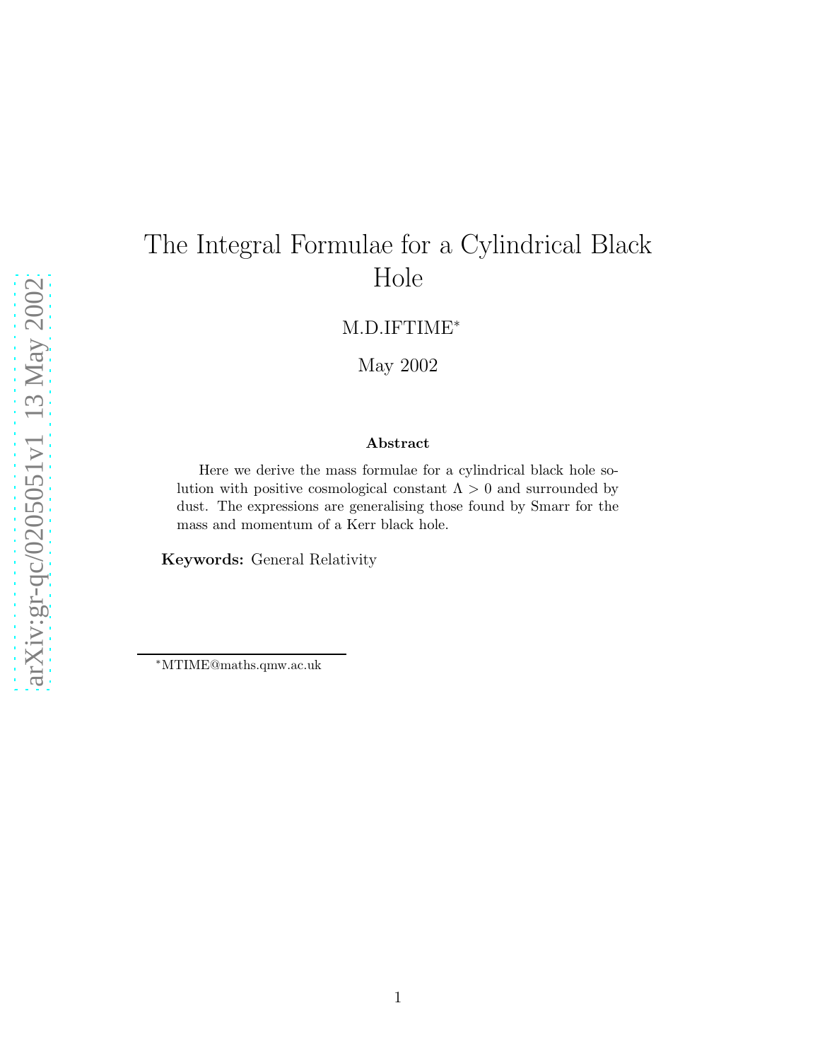# The Integral Formulae for a Cylindrical Black Hole

M.D.IFTIME*

May 2002

### Abstract

Here we derive the mass formulae for a cylindrical black hole solution with positive cosmological constant $\Lambda > 0$ and surrounded by dust. The expressions are generalising those found by Smarr for the mass and momentum of a Kerr black hole.

**Keywords:** General Relativity

---

*MTIME@maths.qmw.ac.uk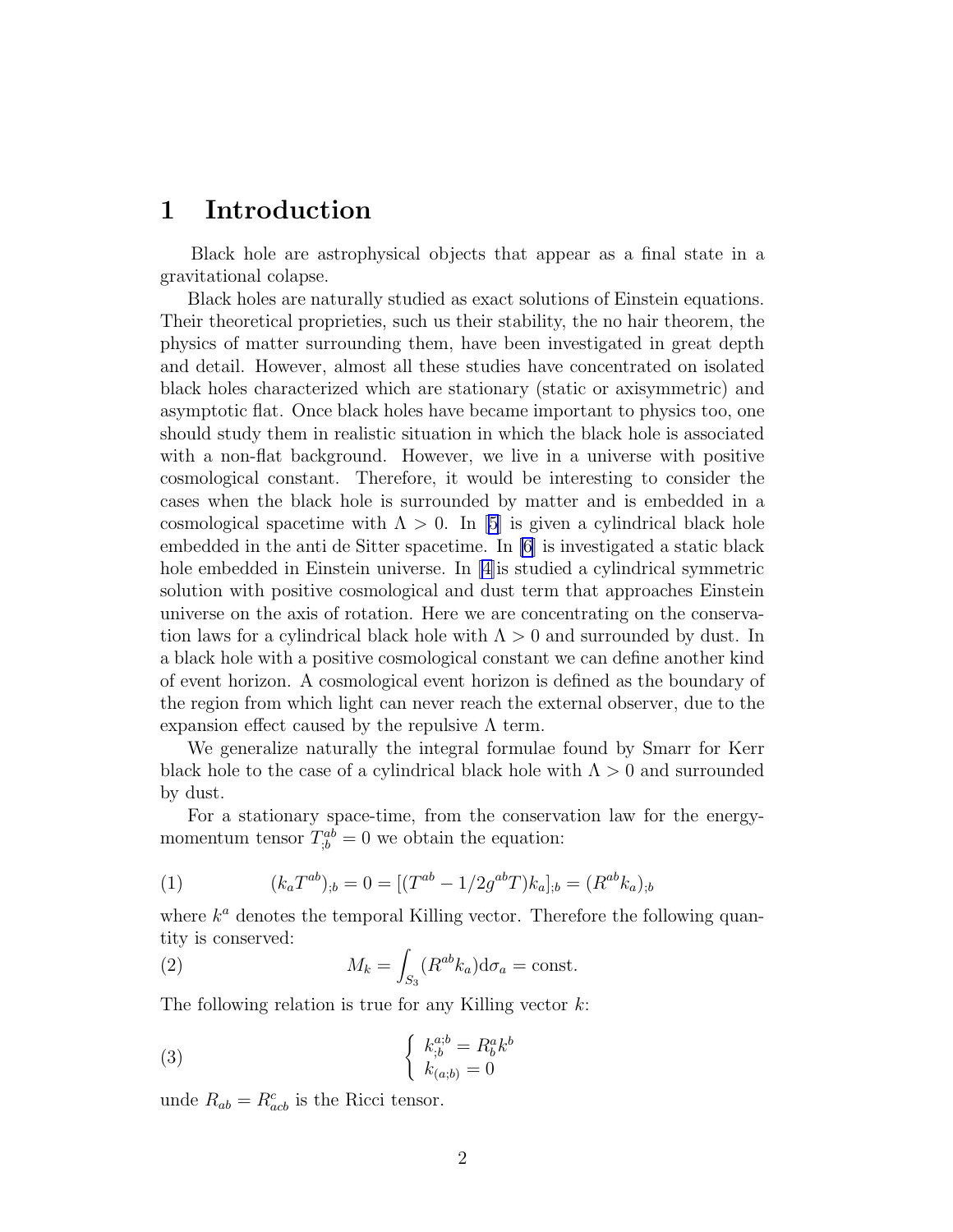# 1 Introduction

Black hole are astrophysical objects that appear as a final state in a gravitational colapse.

Black holes are naturally studied as exact solutions of Einstein equations. Their theoretical proprieties, such us their stability, the no hair theorem, the physics of matter surrounding them, have been investigated in great depth and detail. However, almost all these studies have concentrated on isolated black holes characterized which are stationary (static or axisymmetric) and asymptotic flat. Once black holes have became important to physics too, one should study them in realistic situation in which the black hole is associated with a non-flat background. However, we live in a universe with positive cosmological constant. Therefore, it would be interesting to consider the cases when the black hole is surrounded by matter and is embedded in a cosmological spacetime with $\Lambda > 0$. In [5] is given a cylindrical black hole embedded in the anti de Sitter spacetime. In [6] is investigated a static black hole embedded in Einstein universe. In [4]is studied a cylindrical symmetric solution with positive cosmological and dust term that approaches Einstein universe on the axis of rotation. Here we are concentrating on the conservation laws for a cylindrical black hole with $\Lambda > 0$ and surrounded by dust. In a black hole with a positive cosmological constant we can define another kind of event horizon. A cosmological event horizon is defined as the boundary of the region from which light can never reach the external observer, due to the expansion effect caused by the repulsive $\Lambda$ term.

We generalize naturally the integral formulae found by Smarr for Kerr black hole to the case of a cylindrical black hole with $\Lambda > 0$ and surrounded by dust.

For a stationary space-time, from the conservation law for the energy-momentum tensor $T^{ab}_{;b} = 0$ we obtain the equation:

$$(k_a T^{ab})_{;b} = 0 = [(T^{ab} - 1/2 g^{ab} T) k_a]_{;b} = (R^{ab} k_a)_{;b} \tag{1}$$

where $k^a$ denotes the temporal Killing vector. Therefore the following quantity is conserved:

$$M_k = \int_{S_3} (R^{ab} k_a) \mathrm{d}\sigma_a = \text{const.} \tag{2}$$

The following relation is true for any Killing vector $k$:

$$\begin{cases} k^{a;b}_{;b} = R^a_b k^b \\ k_{(a;b)} = 0 \end{cases} \tag{3}$$

unde $R_{ab} = R^c_{acb}$ is the Ricci tensor.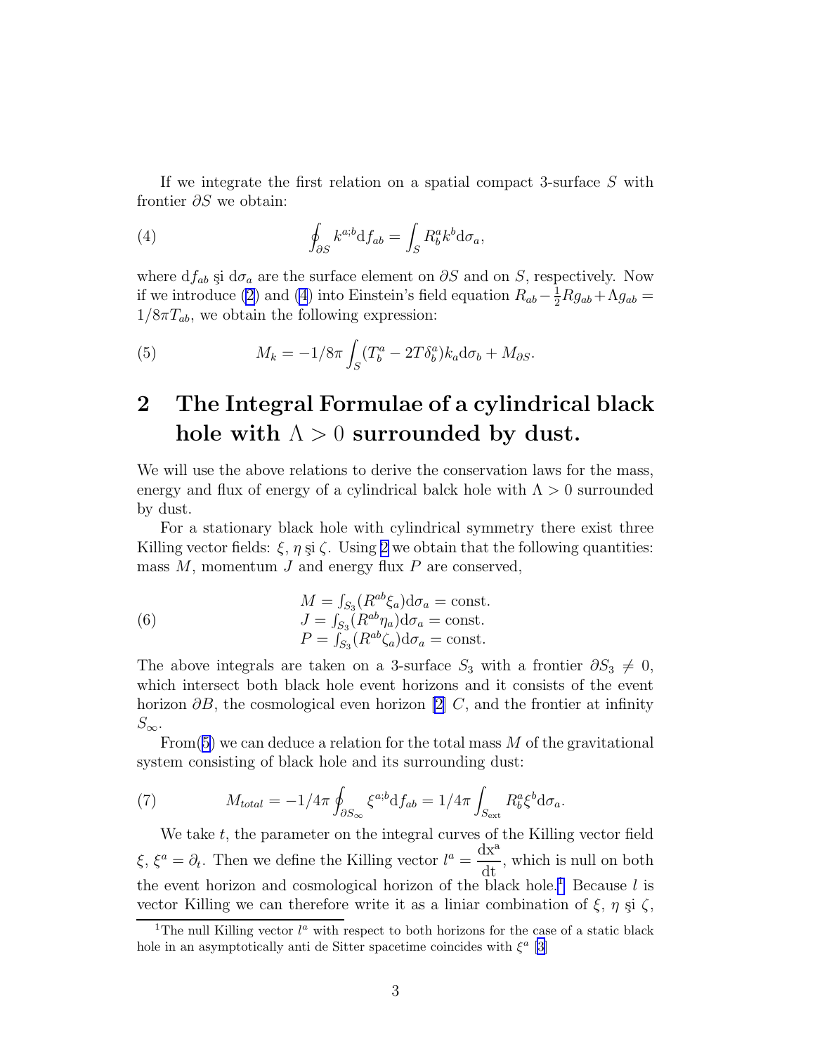If we integrate the first relation on a spatial compact 3-surface $S$ with frontier $\partial S$ we obtain:

$$\oint_{\partial S} k^{a;b} \mathrm{d}f_{ab} = \int_S R^a_b k^b \mathrm{d}\sigma_a, \tag{4}$$

where $\mathrm{d}f_{ab}$ şi $\mathrm{d}\sigma_a$ are the surface element on $\partial S$ and on $S$, respectively. Now if we introduce (2) and (4) into Einstein's field equation $R_{ab} - \frac{1}{2}Rg_{ab} + \Lambda g_{ab} = 1/8\pi T_{ab}$, we obtain the following expression:

$$M_k = -1/8\pi \int_S (T^a_b - 2T\delta^a_b) k_a \mathrm{d}\sigma_b + M_{\partial S}. \tag{5}$$

## 2 The Integral Formulae of a cylindrical black hole with $\Lambda > 0$ surrounded by dust.

We will use the above relations to derive the conservation laws for the mass, energy and flux of energy of a cylindrical balck hole with $\Lambda > 0$ surrounded by dust.

For a stationary black hole with cylindrical symmetry there exist three Killing vector fields: $\xi$, $\eta$ şi $\zeta$. Using 2 we obtain that the following quantities: mass $M$, momentum $J$ and energy flux $P$ are conserved,

$$\begin{array}{l} M = \int_{S_3} (R^{ab}\xi_a) \mathrm{d}\sigma_a = \text{const.} \\ J = \int_{S_3} (R^{ab}\eta_a) \mathrm{d}\sigma_a = \text{const.} \\ P = \int_{S_3} (R^{ab}\zeta_a) \mathrm{d}\sigma_a = \text{const.} \end{array} \tag{6}$$

The above integrals are taken on a 3-surface $S_3$ with a frontier $\partial S_3 \neq 0$, which intersect both black hole event horizons and it consists of the event horizon $\partial B$, the cosmological even horizon [2] $C$, and the frontier at infinity $S_\infty$.

From(5) we can deduce a relation for the total mass $M$ of the gravitational system consisting of black hole and its surrounding dust:

$$M_{total} = -1/4\pi \oint_{\partial S_\infty} \xi^{a;b} \mathrm{d}f_{ab} = 1/4\pi \int_{S_{\text{ext}}} R^a_b \xi^b \mathrm{d}\sigma_a. \tag{7}$$

We take $t$, the parameter on the integral curves of the Killing vector field $\xi$, $\xi^a = \partial_t$. Then we define the Killing vector $l^a = \dfrac{\mathrm{dx^a}}{\mathrm{dt}}$, which is null on both the event horizon and cosmological horizon of the black hole.[1] Because $l$ is vector Killing we can therefore write it as a liniar combination of $\xi$, $\eta$ şi $\zeta$,

[1] The null Killing vector $l^a$ with respect to both horizons for the case of a static black hole in an asymptotically anti de Sitter spacetime coincides with $\xi^a$ [3]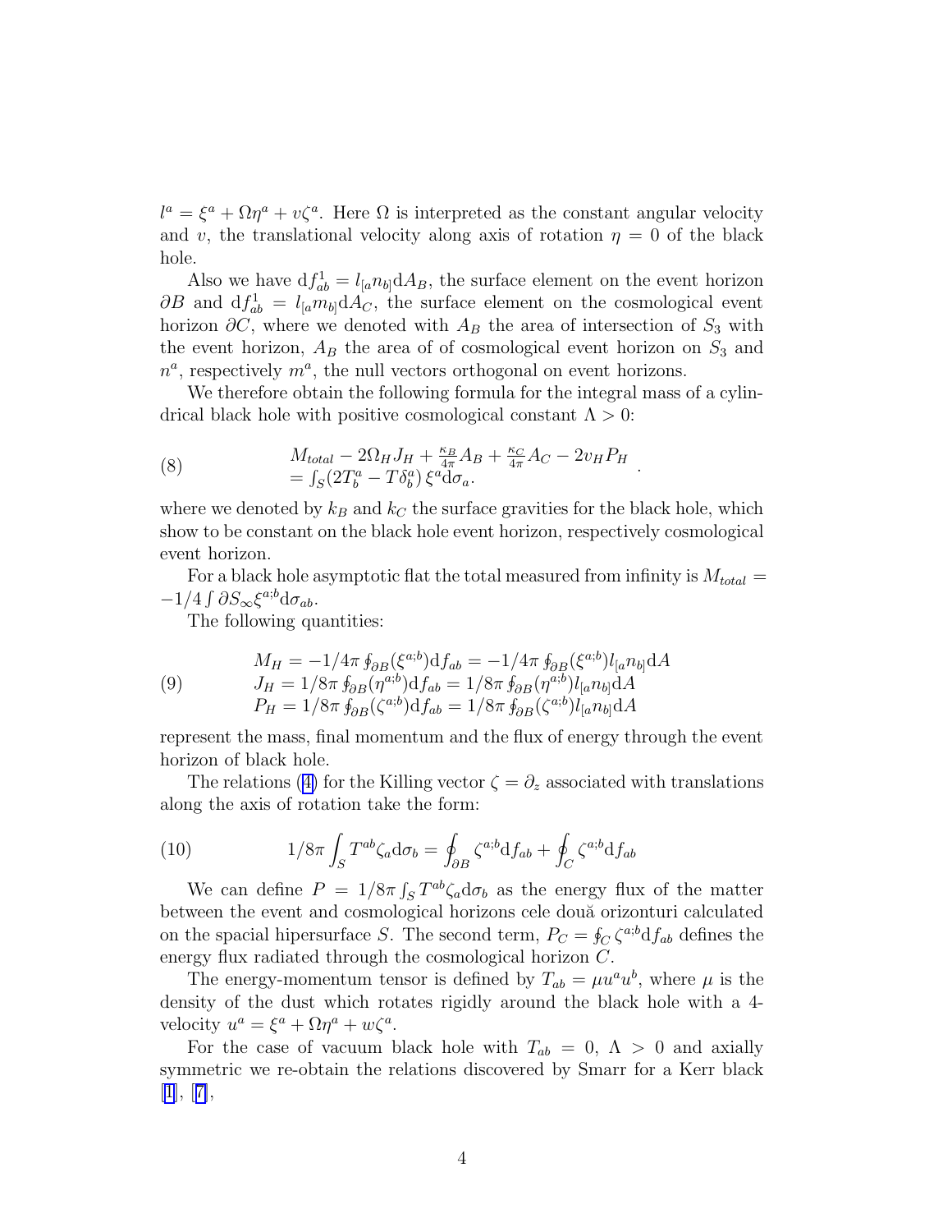$l^a = \xi^a + \Omega\eta^a + v\zeta^a$. Here $\Omega$ is interpreted as the constant angular velocity and $v$, the translational velocity along axis of rotation $\eta = 0$ of the black hole.

Also we have $\mathrm{d}f^1_{ab} = l_{[a}n_{b]}\mathrm{d}A_B$, the surface element on the event horizon $\partial B$ and $\mathrm{d}f^1_{ab} = l_{[a}m_{b]}\mathrm{d}A_C$, the surface element on the cosmological event horizon $\partial C$, where we denoted with $A_B$ the area of intersection of $S_3$ with the event horizon, $A_B$ the area of of cosmological event horizon on $S_3$ and $n^a$, respectively $m^a$, the null vectors orthogonal on event horizons.

We therefore obtain the following formula for the integral mass of a cylindrical black hole with positive cosmological constant $\Lambda > 0$:

$$
\begin{array}{c}
M_{total} - 2\Omega_H J_H + \frac{\kappa_B}{4\pi}A_B + \frac{\kappa_C}{4\pi}A_C - 2v_H P_H \\
= \int_S (2T^a_b - T\delta^a_b)\,\xi^a \mathrm{d}\sigma_a.
\end{array} \tag{8}
$$

where we denoted by $k_B$ and $k_C$ the surface gravities for the black hole, which show to be constant on the black hole event horizon, respectively cosmological event horizon.

For a black hole asymptotic flat the total measured from infinity is $M_{total} = -1/4\int \partial S_\infty \xi^{a;b}\mathrm{d}\sigma_{ab}$.

The following quantities:

$$
\begin{array}{l}
M_H = -1/4\pi \oint_{\partial B}(\xi^{a;b})\mathrm{d}f_{ab} = -1/4\pi \oint_{\partial B}(\xi^{a;b})l_{[a}n_{b]}\mathrm{d}A \\
J_H = 1/8\pi \oint_{\partial B}(\eta^{a;b})\mathrm{d}f_{ab} = 1/8\pi \oint_{\partial B}(\eta^{a;b})l_{[a}n_{b]}\mathrm{d}A \\
P_H = 1/8\pi \oint_{\partial B}(\zeta^{a;b})\mathrm{d}f_{ab} = 1/8\pi \oint_{\partial B}(\zeta^{a;b})l_{[a}n_{b]}\mathrm{d}A
\end{array} \tag{9}
$$

represent the mass, final momentum and the flux of energy through the event horizon of black hole.

The relations (4) for the Killing vector $\zeta = \partial_z$ associated with translations along the axis of rotation take the form:

$$
1/8\pi \int_S T^{ab}\zeta_a \mathrm{d}\sigma_b = \oint_{\partial B} \zeta^{a;b}\mathrm{d}f_{ab} + \oint_C \zeta^{a;b}\mathrm{d}f_{ab} \tag{10}
$$

We can define $P = 1/8\pi \int_S T^{ab}\zeta_a \mathrm{d}\sigma_b$ as the energy flux of the matter between the event and cosmological horizons cele două orizonturi calculated on the spacial hipersurface $S$. The second term, $P_C = \oint_C \zeta^{a;b}\mathrm{d}f_{ab}$ defines the energy flux radiated through the cosmological horizon $C$.

The energy-momentum tensor is defined by $T_{ab} = \mu u^a u^b$, where $\mu$ is the density of the dust which rotates rigidly around the black hole with a 4-velocity $u^a = \xi^a + \Omega\eta^a + w\zeta^a$.

For the case of vacuum black hole with $T_{ab} = 0$, $\Lambda > 0$ and axially symmetric we re-obtain the relations discovered by Smarr for a Kerr black [1], [7],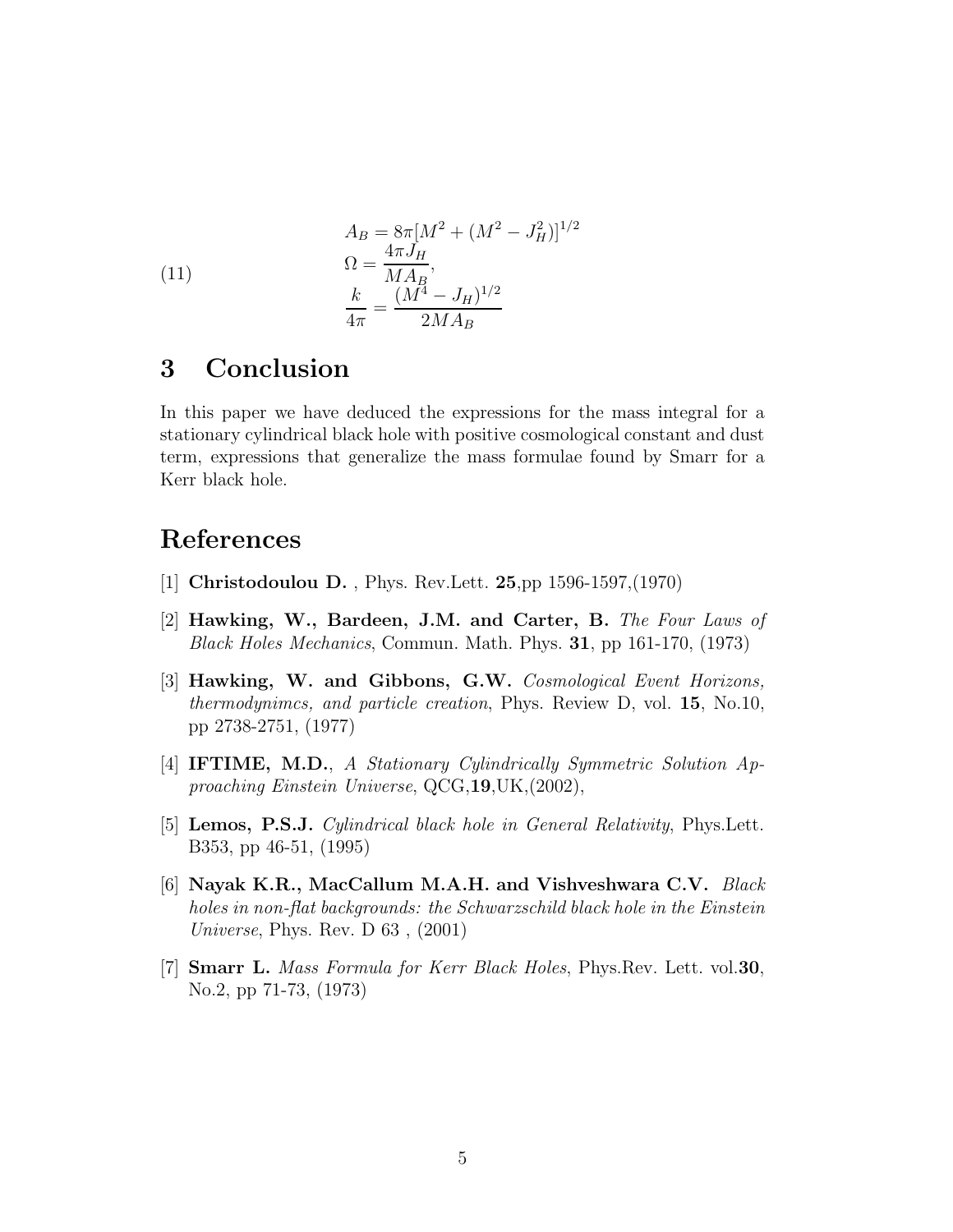$$
\begin{aligned}
A_B &= 8\pi[M^2 + (M^2 - J_H^2)]^{1/2} \\
\Omega &= \frac{4\pi J_H}{M A_B}, \\
\frac{k}{4\pi} &= \frac{(M^4 - J_H)^{1/2}}{2 M A_B}
\end{aligned}
\tag{11}
$$

## 3 Conclusion

In this paper we have deduced the expressions for the mass integral for a stationary cylindrical black hole with positive cosmological constant and dust term, expressions that generalize the mass formulae found by Smarr for a Kerr black hole.

## References

[1] **Christodoulou D.** , Phys. Rev.Lett. **25**,pp 1596-1597,(1970)

[2] **Hawking, W., Bardeen, J.M. and Carter, B.** *The Four Laws of Black Holes Mechanics*, Commun. Math. Phys. **31**, pp 161-170, (1973)

[3] **Hawking, W. and Gibbons, G.W.** *Cosmological Event Horizons, thermodynimcs, and particle creation*, Phys. Review D, vol. **15**, No.10, pp 2738-2751, (1977)

[4] **IFTIME, M.D.**, *A Stationary Cylindrically Symmetric Solution Approaching Einstein Universe*, QCG,**19**,UK,(2002),

[5] **Lemos, P.S.J.** *Cylindrical black hole in General Relativity*, Phys.Lett. B353, pp 46-51, (1995)

[6] **Nayak K.R., MacCallum M.A.H. and Vishveshwara C.V.** *Black holes in non-flat backgrounds: the Schwarzschild black hole in the Einstein Universe*, Phys. Rev. D 63 , (2001)

[7] **Smarr L.** *Mass Formula for Kerr Black Holes*, Phys.Rev. Lett. vol.**30**, No.2, pp 71-73, (1973)